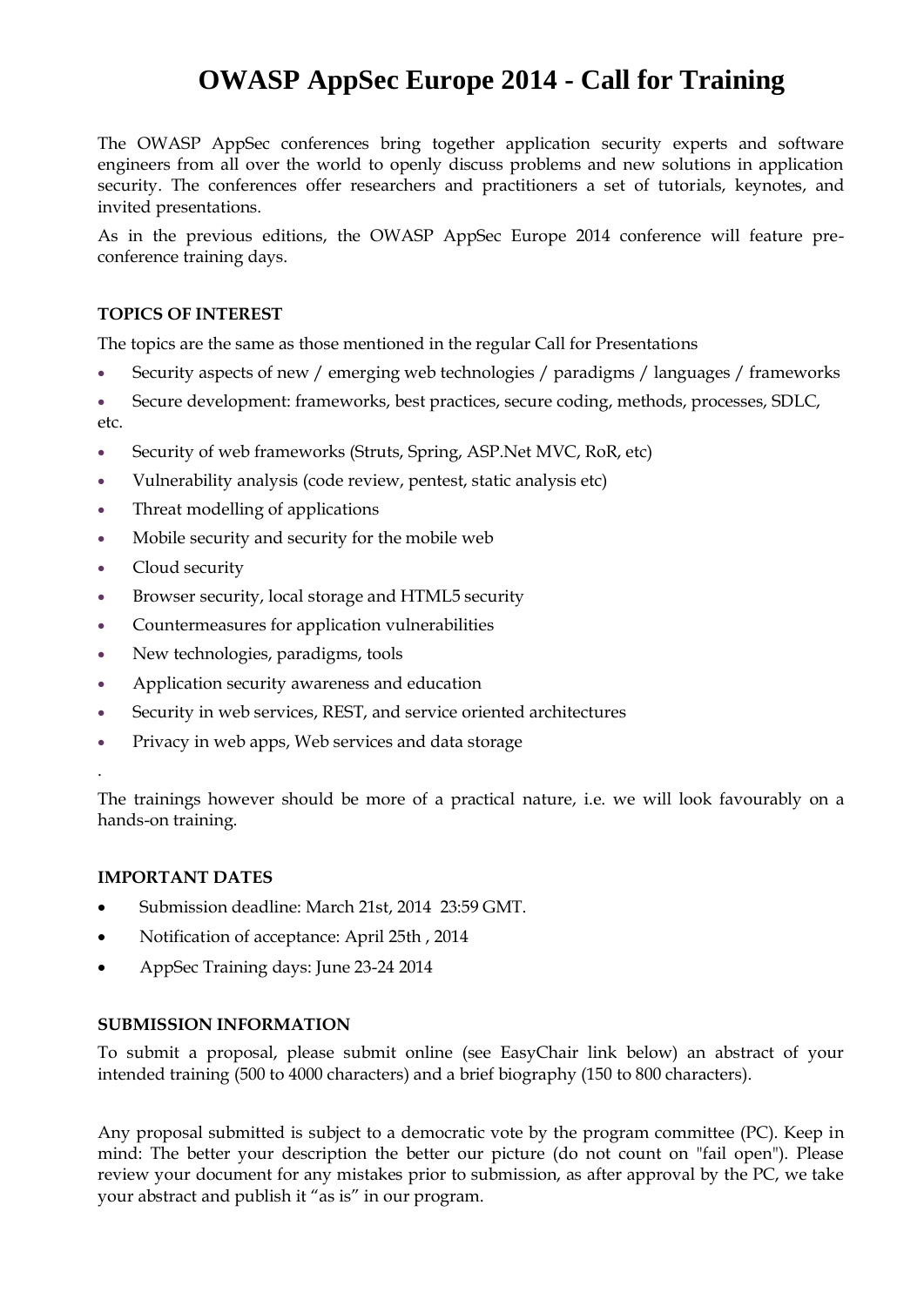# OWASP AppSec Europe 2014 - Call for Training

The OWASP AppSec conferences bring together application security experts and software engineers from all over the world to openly discuss problems and new solutions in application security. The conferences offer researchers and practitioners a set of tutorials, keynotes, and invited presentations.

As in the previous editions, the OWASP AppSec Europe 2014 conference will feature pre-conference training days.

**TOPICS OF INTEREST**

The topics are the same as those mentioned in the regular Call for Presentations

- Security aspects of new / emerging web technologies / paradigms / languages / frameworks
- Secure development: frameworks, best practices, secure coding, methods, processes, SDLC, etc.
- Security of web frameworks (Struts, Spring, ASP.Net MVC, RoR, etc)
- Vulnerability analysis (code review, pentest, static analysis etc)
- Threat modelling of applications
- Mobile security and security for the mobile web
- Cloud security
- Browser security, local storage and HTML5 security
- Countermeasures for application vulnerabilities
- New technologies, paradigms, tools
- Application security awareness and education
- Security in web services, REST, and service oriented architectures
- Privacy in web apps, Web services and data storage

.

The trainings however should be more of a practical nature, i.e. we will look favourably on a hands-on training.

**IMPORTANT DATES**

- Submission deadline: March 21st, 2014 23:59 GMT.
- Notification of acceptance: April 25th , 2014
- AppSec Training days: June 23-24 2014

**SUBMISSION INFORMATION**

To submit a proposal, please submit online (see EasyChair link below) an abstract of your intended training (500 to 4000 characters) and a brief biography (150 to 800 characters).

Any proposal submitted is subject to a democratic vote by the program committee (PC). Keep in mind: The better your description the better our picture (do not count on "fail open"). Please review your document for any mistakes prior to submission, as after approval by the PC, we take your abstract and publish it "as is" in our program.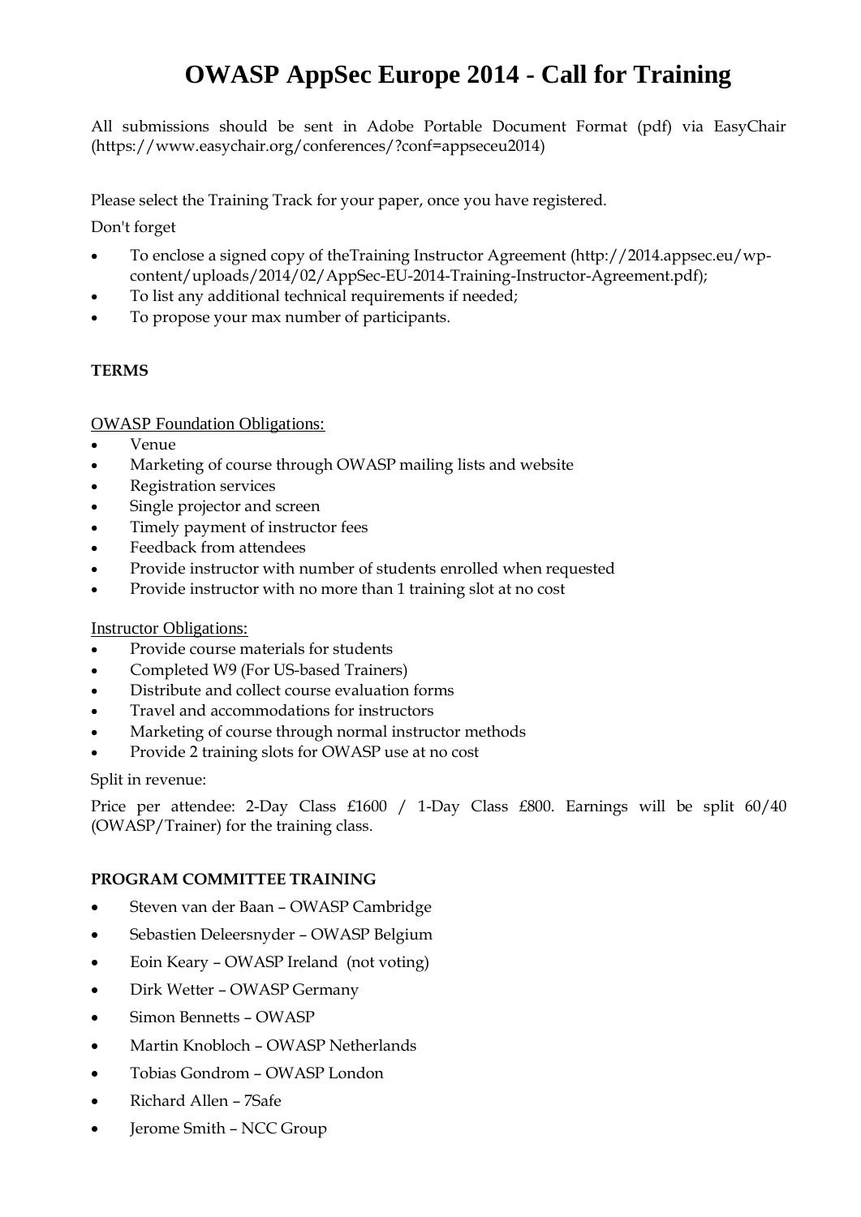# OWASP AppSec Europe 2014 - Call for Training

All submissions should be sent in Adobe Portable Document Format (pdf) via EasyChair (https://www.easychair.org/conferences/?conf=appseceu2014)

Please select the Training Track for your paper, once you have registered.

Don't forget

- To enclose a signed copy of theTraining Instructor Agreement (http://2014.appsec.eu/wp-content/uploads/2014/02/AppSec-EU-2014-Training-Instructor-Agreement.pdf);
- To list any additional technical requirements if needed;
- To propose your max number of participants.

**TERMS**

<u>OWASP Foundation Obligations:</u>

- Venue
- Marketing of course through OWASP mailing lists and website
- Registration services
- Single projector and screen
- Timely payment of instructor fees
- Feedback from attendees
- Provide instructor with number of students enrolled when requested
- Provide instructor with no more than 1 training slot at no cost

<u>Instructor Obligations:</u>

- Provide course materials for students
- Completed W9 (For US-based Trainers)
- Distribute and collect course evaluation forms
- Travel and accommodations for instructors
- Marketing of course through normal instructor methods
- Provide 2 training slots for OWASP use at no cost

Split in revenue:

Price per attendee: 2-Day Class £1600 / 1-Day Class £800. Earnings will be split 60/40 (OWASP/Trainer) for the training class.

**PROGRAM COMMITTEE TRAINING**

- Steven van der Baan – OWASP Cambridge
- Sebastien Deleersnyder – OWASP Belgium
- Eoin Keary – OWASP Ireland (not voting)
- Dirk Wetter – OWASP Germany
- Simon Bennetts – OWASP
- Martin Knobloch – OWASP Netherlands
- Tobias Gondrom – OWASP London
- Richard Allen – 7Safe
- Jerome Smith – NCC Group